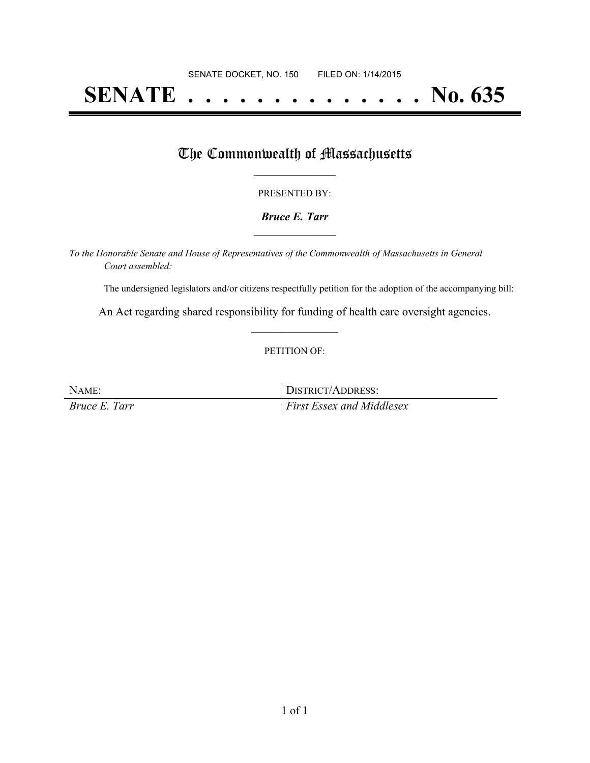SENATE DOCKET, NO. 150        FILED ON: 1/14/2015

# SENATE . . . . . . . . . . . . . . . No. 635

## The Commonwealth of Massachusetts

PRESENTED BY:

***Bruce E. Tarr***

*To the Honorable Senate and House of Representatives of the Commonwealth of Massachusetts in General Court assembled:*

The undersigned legislators and/or citizens respectfully petition for the adoption of the accompanying bill:

An Act regarding shared responsibility for funding of health care oversight agencies.

PETITION OF:

| NAME: | DISTRICT/ADDRESS: |
| --- | --- |
| *Bruce E. Tarr* | *First Essex and Middlesex* |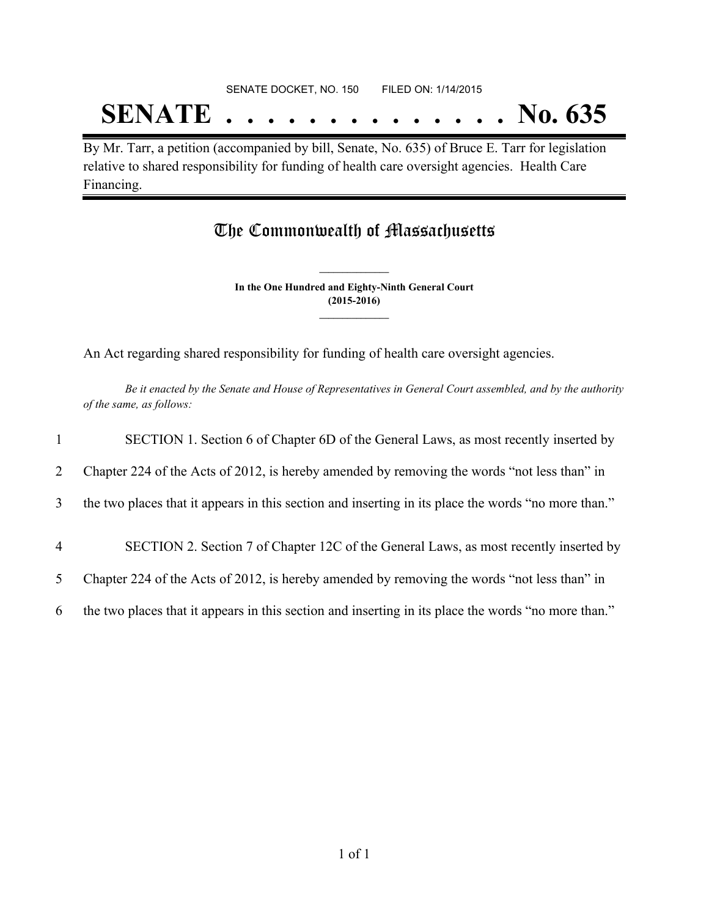SENATE DOCKET, NO. 150 FILED ON: 1/14/2015

# SENATE . . . . . . . . . . . . . . No. 635

By Mr. Tarr, a petition (accompanied by bill, Senate, No. 635) of Bruce E. Tarr for legislation relative to shared responsibility for funding of health care oversight agencies. Health Care Financing.

## The Commonwealth of Massachusetts

**In the One Hundred and Eighty-Ninth General Court**
**(2015-2016)**

An Act regarding shared responsibility for funding of health care oversight agencies.

*Be it enacted by the Senate and House of Representatives in General Court assembled, and by the authority of the same, as follows:*

1 SECTION 1. Section 6 of Chapter 6D of the General Laws, as most recently inserted by
2 Chapter 224 of the Acts of 2012, is hereby amended by removing the words "not less than" in
3 the two places that it appears in this section and inserting in its place the words "no more than."

4 SECTION 2. Section 7 of Chapter 12C of the General Laws, as most recently inserted by
5 Chapter 224 of the Acts of 2012, is hereby amended by removing the words "not less than" in
6 the two places that it appears in this section and inserting in its place the words "no more than."